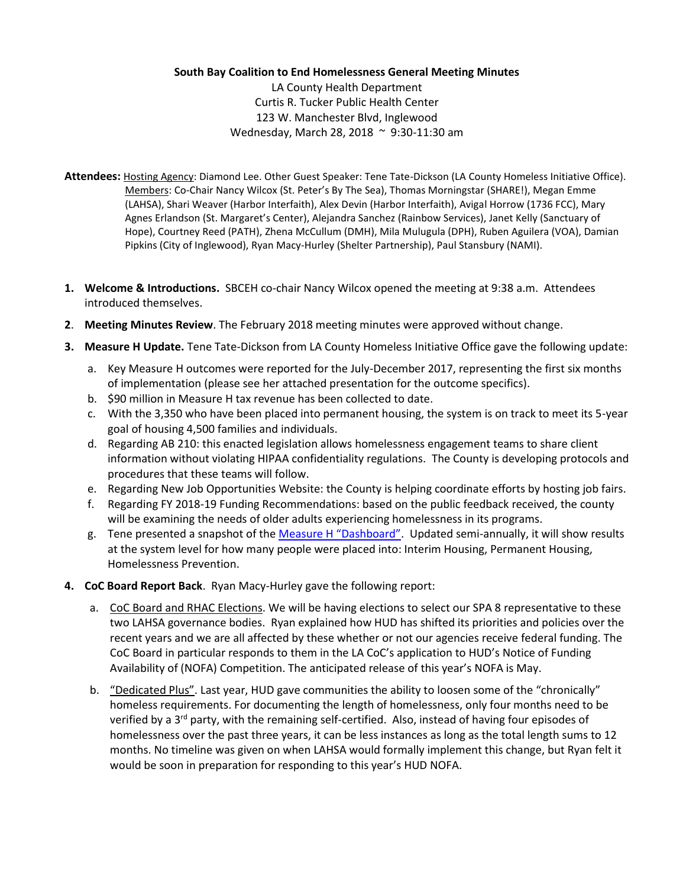**South Bay Coalition to End Homelessness General Meeting Minutes**

LA County Health Department
Curtis R. Tucker Public Health Center
123 W. Manchester Blvd, Inglewood
Wednesday, March 28, 2018 ~ 9:30-11:30 am

**Attendees:** Hosting Agency: Diamond Lee. Other Guest Speaker: Tene Tate-Dickson (LA County Homeless Initiative Office). Members: Co-Chair Nancy Wilcox (St. Peter's By The Sea), Thomas Morningstar (SHARE!), Megan Emme (LAHSA), Shari Weaver (Harbor Interfaith), Alex Devin (Harbor Interfaith), Avigal Horrow (1736 FCC), Mary Agnes Erlandson (St. Margaret's Center), Alejandra Sanchez (Rainbow Services), Janet Kelly (Sanctuary of Hope), Courtney Reed (PATH), Zhena McCullum (DMH), Mila Mulugula (DPH), Ruben Aguilera (VOA), Damian Pipkins (City of Inglewood), Ryan Macy-Hurley (Shelter Partnership), Paul Stansbury (NAMI).

1. **Welcome & Introductions.** SBCEH co-chair Nancy Wilcox opened the meeting at 9:38 a.m. Attendees introduced themselves.

2. **Meeting Minutes Review**. The February 2018 meeting minutes were approved without change.

3. **Measure H Update.** Tene Tate-Dickson from LA County Homeless Initiative Office gave the following update:
   a. Key Measure H outcomes were reported for the July-December 2017, representing the first six months of implementation (please see her attached presentation for the outcome specifics).
   b. $90 million in Measure H tax revenue has been collected to date.
   c. With the 3,350 who have been placed into permanent housing, the system is on track to meet its 5-year goal of housing 4,500 families and individuals.
   d. Regarding AB 210: this enacted legislation allows homelessness engagement teams to share client information without violating HIPAA confidentiality regulations. The County is developing protocols and procedures that these teams will follow.
   e. Regarding New Job Opportunities Website: the County is helping coordinate efforts by hosting job fairs.
   f. Regarding FY 2018-19 Funding Recommendations: based on the public feedback received, the county will be examining the needs of older adults experiencing homelessness in its programs.
   g. Tene presented a snapshot of the Measure H "Dashboard". Updated semi-annually, it will show results at the system level for how many people were placed into: Interim Housing, Permanent Housing, Homelessness Prevention.

4. **CoC Board Report Back**. Ryan Macy-Hurley gave the following report:
   a. CoC Board and RHAC Elections. We will be having elections to select our SPA 8 representative to these two LAHSA governance bodies. Ryan explained how HUD has shifted its priorities and policies over the recent years and we are all affected by these whether or not our agencies receive federal funding. The CoC Board in particular responds to them in the LA CoC's application to HUD's Notice of Funding Availability of (NOFA) Competition. The anticipated release of this year's NOFA is May.
   b. "Dedicated Plus". Last year, HUD gave communities the ability to loosen some of the "chronically" homeless requirements. For documenting the length of homelessness, only four months need to be verified by a 3rd party, with the remaining self-certified. Also, instead of having four episodes of homelessness over the past three years, it can be less instances as long as the total length sums to 12 months. No timeline was given on when LAHSA would formally implement this change, but Ryan felt it would be soon in preparation for responding to this year's HUD NOFA.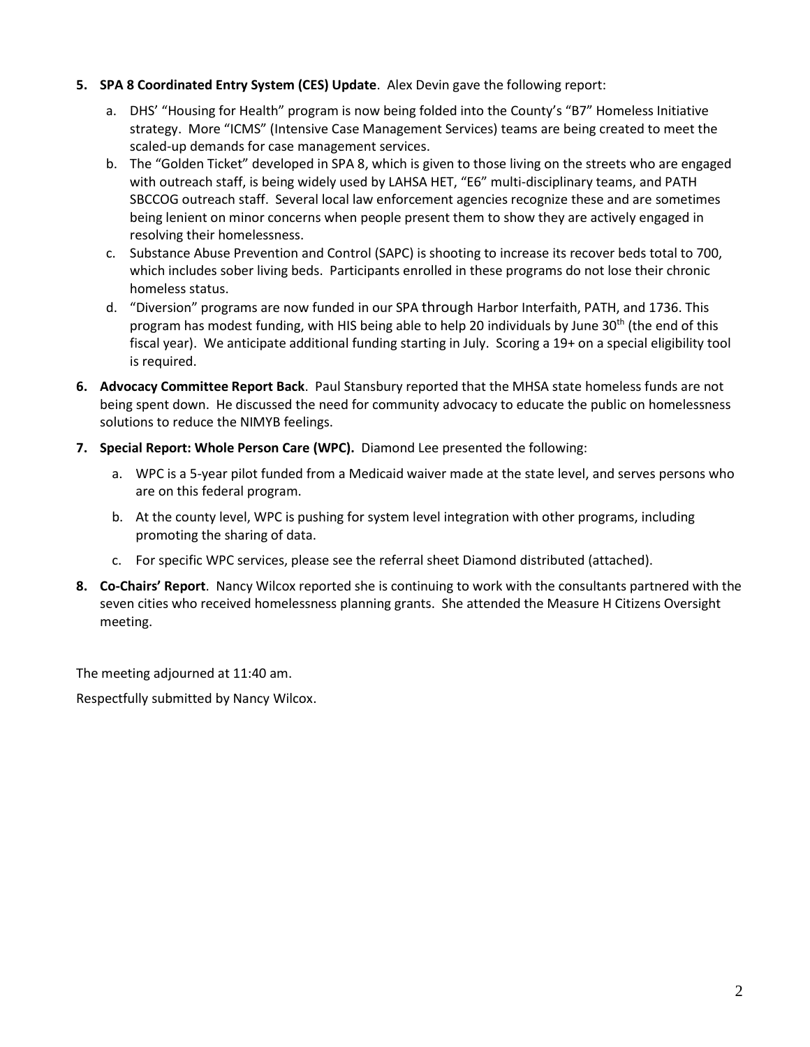5. **SPA 8 Coordinated Entry System (CES) Update**. Alex Devin gave the following report:

   a. DHS' "Housing for Health" program is now being folded into the County's "B7" Homeless Initiative strategy. More "ICMS" (Intensive Case Management Services) teams are being created to meet the scaled-up demands for case management services.

   b. The "Golden Ticket" developed in SPA 8, which is given to those living on the streets who are engaged with outreach staff, is being widely used by LAHSA HET, "E6" multi-disciplinary teams, and PATH SBCCOG outreach staff. Several local law enforcement agencies recognize these and are sometimes being lenient on minor concerns when people present them to show they are actively engaged in resolving their homelessness.

   c. Substance Abuse Prevention and Control (SAPC) is shooting to increase its recover beds total to 700, which includes sober living beds. Participants enrolled in these programs do not lose their chronic homeless status.

   d. "Diversion" programs are now funded in our SPA through Harbor Interfaith, PATH, and 1736. This program has modest funding, with HIS being able to help 20 individuals by June 30th (the end of this fiscal year). We anticipate additional funding starting in July. Scoring a 19+ on a special eligibility tool is required.

6. **Advocacy Committee Report Back**. Paul Stansbury reported that the MHSA state homeless funds are not being spent down. He discussed the need for community advocacy to educate the public on homelessness solutions to reduce the NIMYB feelings.

7. **Special Report: Whole Person Care (WPC).** Diamond Lee presented the following:

   a. WPC is a 5-year pilot funded from a Medicaid waiver made at the state level, and serves persons who are on this federal program.

   b. At the county level, WPC is pushing for system level integration with other programs, including promoting the sharing of data.

   c. For specific WPC services, please see the referral sheet Diamond distributed (attached).

8. **Co-Chairs' Report**. Nancy Wilcox reported she is continuing to work with the consultants partnered with the seven cities who received homelessness planning grants. She attended the Measure H Citizens Oversight meeting.

The meeting adjourned at 11:40 am.

Respectfully submitted by Nancy Wilcox.